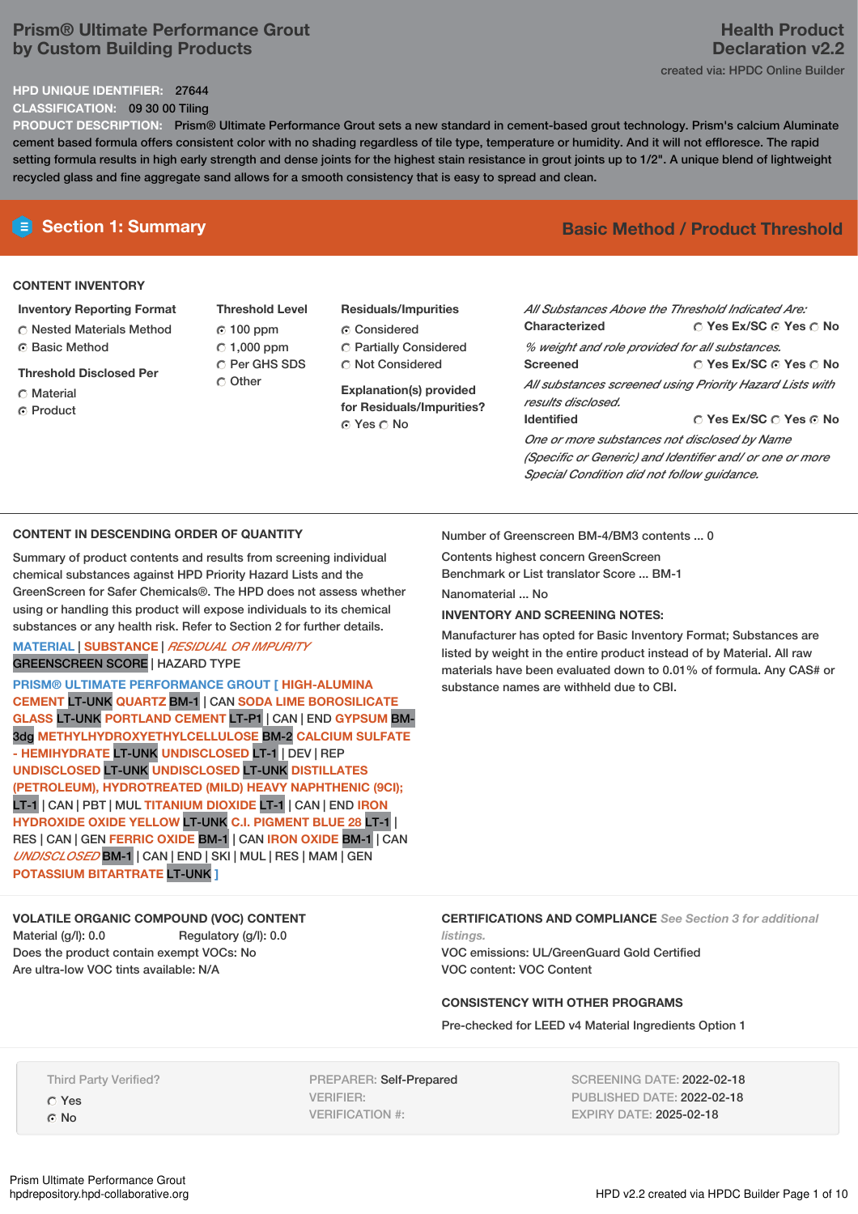# Prism® Ultimate Performance Grout by Custom Building Products

**Health Product Declaration v2.2**

created via: HPDC Online Builder

**HPD UNIQUE IDENTIFIER:** 27644

**CLASSIFICATION:** 09 30 00 Tiling

**PRODUCT DESCRIPTION:** Prism® Ultimate Performance Grout sets a new standard in cement-based grout technology. Prism's calcium Aluminate cement based formula offers consistent color with no shading regardless of tile type, temperature or humidity. And it will not effloresce. The rapid setting formula results in high early strength and dense joints for the highest stain resistance in grout joints up to 1/2". A unique blend of lightweight recycled glass and fine aggregate sand allows for a smooth consistency that is easy to spread and clean.

## Section 1: Summary

**Basic Method / Product Threshold**

### CONTENT INVENTORY

**Inventory Reporting Format**
- ○ Nested Materials Method
- ● Basic Method

**Threshold Disclosed Per**
- ○ Material
- ● Product

**Threshold Level**
- ● 100 ppm
- ○ 1,000 ppm
- ○ Per GHS SDS
- ○ Other

**Residuals/Impurities**
- ● Considered
- ○ Partially Considered
- ○ Not Considered

**Explanation(s) provided for Residuals/Impurities?**
● Yes ○ No

*All Substances Above the Threshold Indicated Are:*

**Characterized** ○ Yes Ex/SC ● Yes ○ No
*% weight and role provided for all substances.*

**Screened** ○ Yes Ex/SC ● Yes ○ No
*All substances screened using Priority Hazard Lists with results disclosed.*

**Identified** ○ Yes Ex/SC ○ Yes ● No
*One or more substances not disclosed by Name (Specific or Generic) and Identifier and/ or one or more Special Condition did not follow guidance.*

### CONTENT IN DESCENDING ORDER OF QUANTITY

Summary of product contents and results from screening individual chemical substances against HPD Priority Hazard Lists and the GreenScreen for Safer Chemicals®. The HPD does not assess whether using or handling this product will expose individuals to its chemical substances or any health risk. Refer to Section 2 for further details.

MATERIAL | SUBSTANCE | *RESIDUAL OR IMPURITY*
GREENSCREEN SCORE | HAZARD TYPE

PRISM® ULTIMATE PERFORMANCE GROUT [ HIGH-ALUMINA CEMENT LT-UNK QUARTZ BM-1 | CAN SODA LIME BOROSILICATE GLASS LT-UNK PORTLAND CEMENT LT-P1 | CAN | END GYPSUM BM-3dg METHYLHYDROXYETHYLCELLULOSE BM-2 CALCIUM SULFATE - HEMIHYDRATE LT-UNK UNDISCLOSED LT-1 | DEV | REP UNDISCLOSED LT-UNK UNDISCLOSED LT-UNK DISTILLATES (PETROLEUM), HYDROTREATED (MILD) HEAVY NAPHTHENIC (9CI); LT-1 | CAN | PBT | MUL TITANIUM DIOXIDE LT-1 | CAN | END IRON HYDROXIDE OXIDE YELLOW LT-UNK C.I. PIGMENT BLUE 28 LT-1 | RES | CAN | GEN FERRIC OXIDE BM-1 | CAN IRON OXIDE BM-1 | CAN *UNDISCLOSED* BM-1 | CAN | END | SKI | MUL | RES | MAM | GEN POTASSIUM BITARTRATE LT-UNK ]

Number of Greenscreen BM-4/BM3 contents ... 0

Contents highest concern GreenScreen Benchmark or List translator Score ... BM-1

Nanomaterial ... No

**INVENTORY AND SCREENING NOTES:**

Manufacturer has opted for Basic Inventory Format; Substances are listed by weight in the entire product instead of by Material. All raw materials have been evaluated down to 0.01% of formula. Any CAS# or substance names are withheld due to CBI.

### VOLATILE ORGANIC COMPOUND (VOC) CONTENT

Material (g/l): 0.0 Regulatory (g/l): 0.0
Does the product contain exempt VOCs: No
Are ultra-low VOC tints available: N/A

### CERTIFICATIONS AND COMPLIANCE *See Section 3 for additional listings.*

VOC emissions: UL/GreenGuard Gold Certified
VOC content: VOC Content

### CONSISTENCY WITH OTHER PROGRAMS

Pre-checked for LEED v4 Material Ingredients Option 1

Third Party Verified?
- ○ Yes
- ● No

PREPARER: Self-Prepared
VERIFIER:
VERIFICATION #:

SCREENING DATE: 2022-02-18
PUBLISHED DATE: 2022-02-18
EXPIRY DATE: 2025-02-18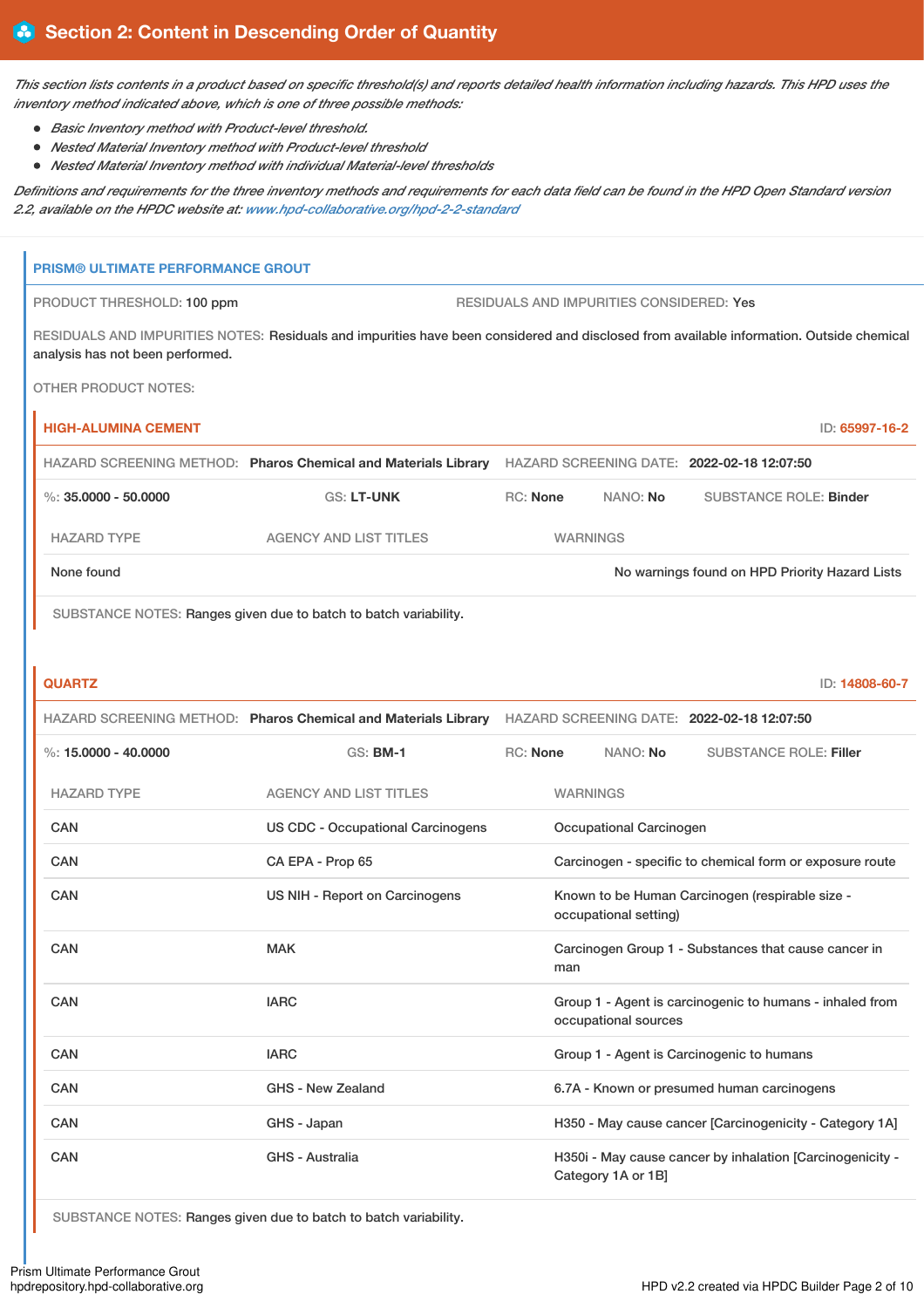## Section 2: Content in Descending Order of Quantity

*This section lists contents in a product based on specific threshold(s) and reports detailed health information including hazards. This HPD uses the inventory method indicated above, which is one of three possible methods:*

- *Basic Inventory method with Product-level threshold.*
- *Nested Material Inventory method with Product-level threshold*
- *Nested Material Inventory method with individual Material-level thresholds*

*Definitions and requirements for the three inventory methods and requirements for each data field can be found in the HPD Open Standard version 2.2, available on the HPDC website at: www.hpd-collaborative.org/hpd-2-2-standard*

### PRISM® ULTIMATE PERFORMANCE GROUT

PRODUCT THRESHOLD: 100 ppm

RESIDUALS AND IMPURITIES CONSIDERED: Yes

RESIDUALS AND IMPURITIES NOTES: Residuals and impurities have been considered and disclosed from available information. Outside chemical analysis has not been performed.

OTHER PRODUCT NOTES:

#### HIGH-ALUMINA CEMENT

ID: 65997-16-2

HAZARD SCREENING METHOD: **Pharos Chemical and Materials Library** HAZARD SCREENING DATE: **2022-02-18 12:07:50**

%: **35.0000 - 50.0000** GS: **LT-UNK** RC: **None** NANO: **No** SUBSTANCE ROLE: **Binder**

| HAZARD TYPE | AGENCY AND LIST TITLES | WARNINGS |
|---|---|---|
| None found | | No warnings found on HPD Priority Hazard Lists |

SUBSTANCE NOTES: Ranges given due to batch to batch variability.

#### QUARTZ

ID: 14808-60-7

HAZARD SCREENING METHOD: **Pharos Chemical and Materials Library** HAZARD SCREENING DATE: **2022-02-18 12:07:50**

%: **15.0000 - 40.0000** GS: **BM-1** RC: **None** NANO: **No** SUBSTANCE ROLE: **Filler**

| HAZARD TYPE | AGENCY AND LIST TITLES | WARNINGS |
|---|---|---|
| CAN | US CDC - Occupational Carcinogens | Occupational Carcinogen |
| CAN | CA EPA - Prop 65 | Carcinogen - specific to chemical form or exposure route |
| CAN | US NIH - Report on Carcinogens | Known to be Human Carcinogen (respirable size - occupational setting) |
| CAN | MAK | Carcinogen Group 1 - Substances that cause cancer in man |
| CAN | IARC | Group 1 - Agent is carcinogenic to humans - inhaled from occupational sources |
| CAN | IARC | Group 1 - Agent is Carcinogenic to humans |
| CAN | GHS - New Zealand | 6.7A - Known or presumed human carcinogens |
| CAN | GHS - Japan | H350 - May cause cancer [Carcinogenicity - Category 1A] |
| CAN | GHS - Australia | H350i - May cause cancer by inhalation [Carcinogenicity - Category 1A or 1B] |

SUBSTANCE NOTES: Ranges given due to batch to batch variability.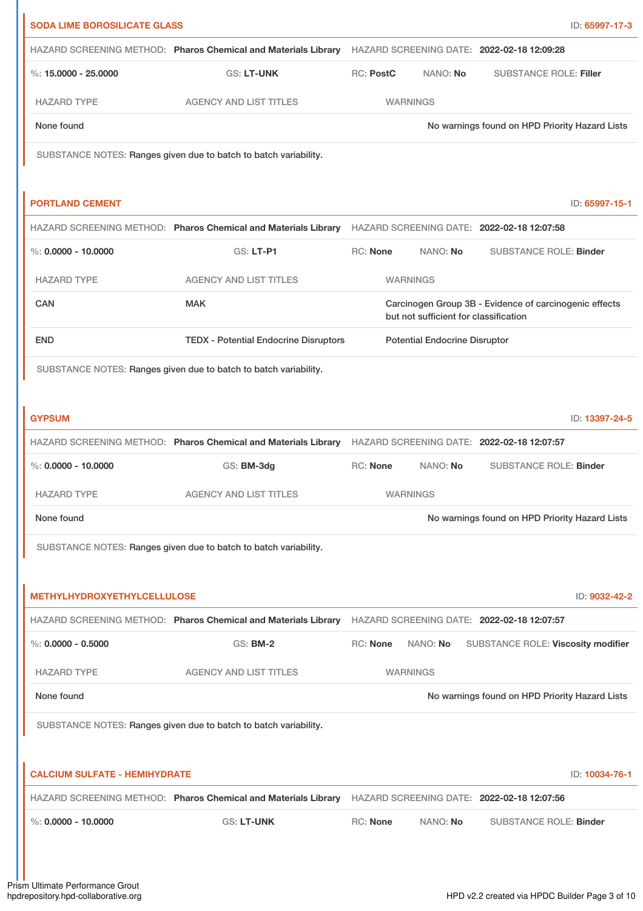## SODA LIME BOROSILICATE GLASS

ID: 65997-17-3

HAZARD SCREENING METHOD: **Pharos Chemical and Materials Library** HAZARD SCREENING DATE: **2022-02-18 12:09:28**

%: **15.0000 - 25.0000** GS: **LT-UNK** RC: **PostC** NANO: **No** SUBSTANCE ROLE: **Filler**

| HAZARD TYPE | AGENCY AND LIST TITLES | WARNINGS |
| --- | --- | --- |
| None found | | No warnings found on HPD Priority Hazard Lists |

SUBSTANCE NOTES: Ranges given due to batch to batch variability.

## PORTLAND CEMENT

ID: 65997-15-1

HAZARD SCREENING METHOD: **Pharos Chemical and Materials Library** HAZARD SCREENING DATE: **2022-02-18 12:07:58**

%: **0.0000 - 10.0000** GS: **LT-P1** RC: **None** NANO: **No** SUBSTANCE ROLE: **Binder**

| HAZARD TYPE | AGENCY AND LIST TITLES | WARNINGS |
| --- | --- | --- |
| CAN | MAK | Carcinogen Group 3B - Evidence of carcinogenic effects but not sufficient for classification |
| END | TEDX - Potential Endocrine Disruptors | Potential Endocrine Disruptor |

SUBSTANCE NOTES: Ranges given due to batch to batch variability.

## GYPSUM

ID: 13397-24-5

HAZARD SCREENING METHOD: **Pharos Chemical and Materials Library** HAZARD SCREENING DATE: **2022-02-18 12:07:57**

%: **0.0000 - 10.0000** GS: **BM-3dg** RC: **None** NANO: **No** SUBSTANCE ROLE: **Binder**

| HAZARD TYPE | AGENCY AND LIST TITLES | WARNINGS |
| --- | --- | --- |
| None found | | No warnings found on HPD Priority Hazard Lists |

SUBSTANCE NOTES: Ranges given due to batch to batch variability.

## METHYLHYDROXYETHYLCELLULOSE

ID: 9032-42-2

HAZARD SCREENING METHOD: **Pharos Chemical and Materials Library** HAZARD SCREENING DATE: **2022-02-18 12:07:57**

%: **0.0000 - 0.5000** GS: **BM-2** RC: **None** NANO: **No** SUBSTANCE ROLE: **Viscosity modifier**

| HAZARD TYPE | AGENCY AND LIST TITLES | WARNINGS |
| --- | --- | --- |
| None found | | No warnings found on HPD Priority Hazard Lists |

SUBSTANCE NOTES: Ranges given due to batch to batch variability.

## CALCIUM SULFATE - HEMIHYDRATE

ID: 10034-76-1

HAZARD SCREENING METHOD: **Pharos Chemical and Materials Library** HAZARD SCREENING DATE: **2022-02-18 12:07:56**

%: **0.0000 - 10.0000** GS: **LT-UNK** RC: **None** NANO: **No** SUBSTANCE ROLE: **Binder**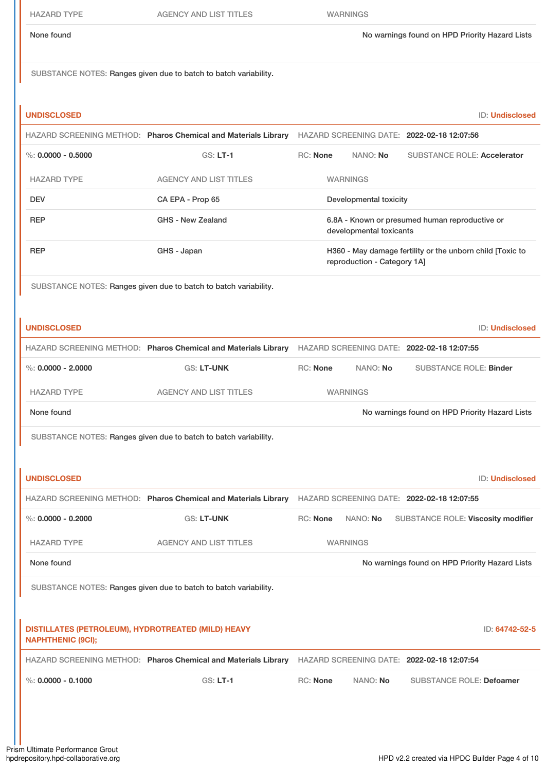| HAZARD TYPE | AGENCY AND LIST TITLES | WARNINGS |
|---|---|---|
| None found | | No warnings found on HPD Priority Hazard Lists |

SUBSTANCE NOTES: Ranges given due to batch to batch variability.

### UNDISCLOSED

ID: Undisclosed

HAZARD SCREENING METHOD: **Pharos Chemical and Materials Library** HAZARD SCREENING DATE: **2022-02-18 12:07:56**

%: **0.0000 - 0.5000** GS: **LT-1** RC: **None** NANO: **No** SUBSTANCE ROLE: **Accelerator**

| HAZARD TYPE | AGENCY AND LIST TITLES | WARNINGS |
|---|---|---|
| DEV | CA EPA - Prop 65 | Developmental toxicity |
| REP | GHS - New Zealand | 6.8A - Known or presumed human reproductive or developmental toxicants |
| REP | GHS - Japan | H360 - May damage fertility or the unborn child [Toxic to reproduction - Category 1A] |

SUBSTANCE NOTES: Ranges given due to batch to batch variability.

### UNDISCLOSED

ID: Undisclosed

HAZARD SCREENING METHOD: **Pharos Chemical and Materials Library** HAZARD SCREENING DATE: **2022-02-18 12:07:55**

%: **0.0000 - 2.0000** GS: **LT-UNK** RC: **None** NANO: **No** SUBSTANCE ROLE: **Binder**

| HAZARD TYPE | AGENCY AND LIST TITLES | WARNINGS |
|---|---|---|
| None found | | No warnings found on HPD Priority Hazard Lists |

SUBSTANCE NOTES: Ranges given due to batch to batch variability.

### UNDISCLOSED

ID: Undisclosed

HAZARD SCREENING METHOD: **Pharos Chemical and Materials Library** HAZARD SCREENING DATE: **2022-02-18 12:07:55**

%: **0.0000 - 0.2000** GS: **LT-UNK** RC: **None** NANO: **No** SUBSTANCE ROLE: **Viscosity modifier**

| HAZARD TYPE | AGENCY AND LIST TITLES | WARNINGS |
|---|---|---|
| None found | | No warnings found on HPD Priority Hazard Lists |

SUBSTANCE NOTES: Ranges given due to batch to batch variability.

### DISTILLATES (PETROLEUM), HYDROTREATED (MILD) HEAVY NAPHTHENIC (9CI);

ID: 64742-52-5

HAZARD SCREENING METHOD: **Pharos Chemical and Materials Library** HAZARD SCREENING DATE: **2022-02-18 12:07:54**

%: **0.0000 - 0.1000** GS: **LT-1** RC: **None** NANO: **No** SUBSTANCE ROLE: **Defoamer**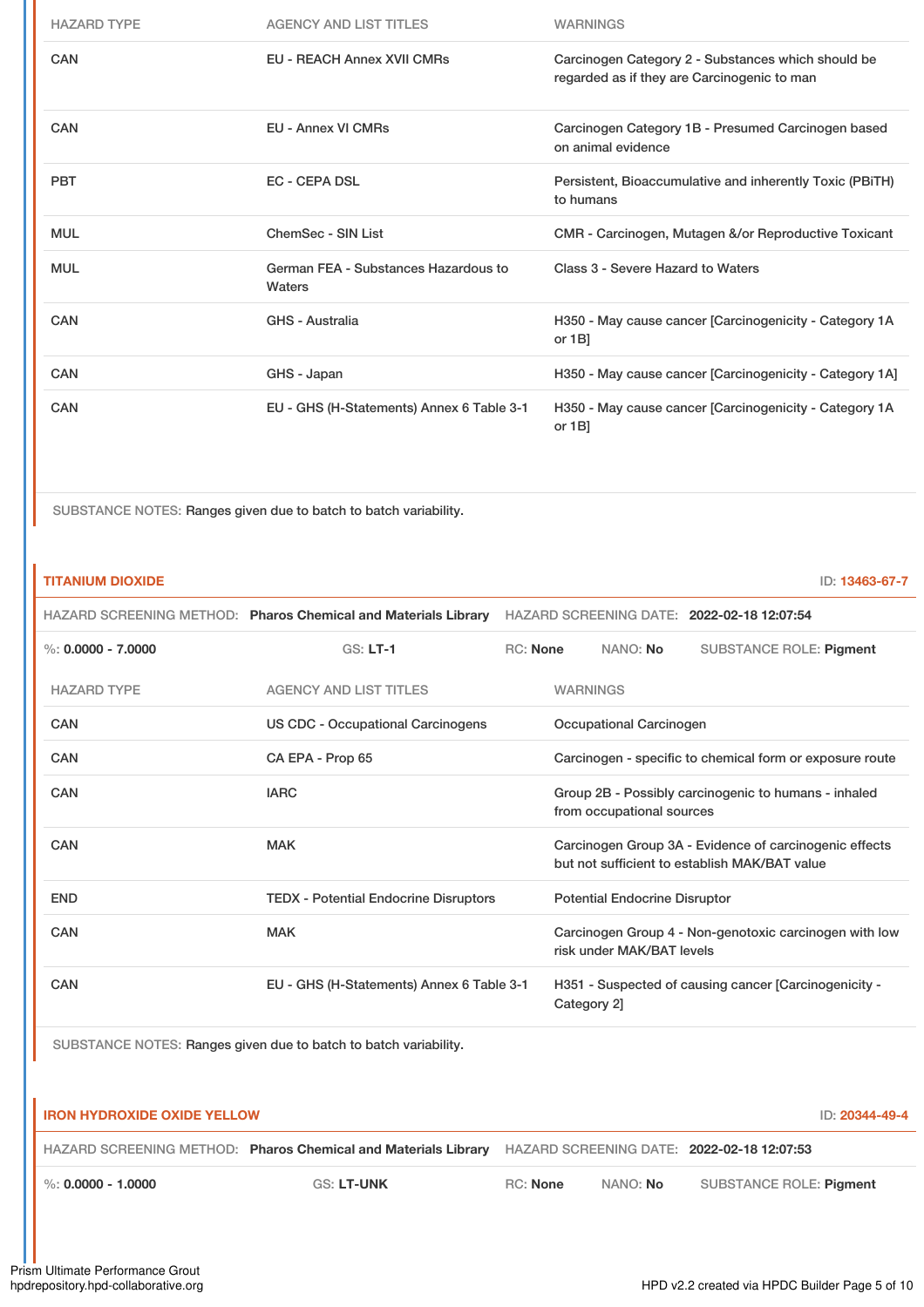| HAZARD TYPE | AGENCY AND LIST TITLES | WARNINGS |
|---|---|---|
| CAN | EU - REACH Annex XVII CMRs | Carcinogen Category 2 - Substances which should be regarded as if they are Carcinogenic to man |
| CAN | EU - Annex VI CMRs | Carcinogen Category 1B - Presumed Carcinogen based on animal evidence |
| PBT | EC - CEPA DSL | Persistent, Bioaccumulative and inherently Toxic (PBiTH) to humans |
| MUL | ChemSec - SIN List | CMR - Carcinogen, Mutagen &/or Reproductive Toxicant |
| MUL | German FEA - Substances Hazardous to Waters | Class 3 - Severe Hazard to Waters |
| CAN | GHS - Australia | H350 - May cause cancer [Carcinogenicity - Category 1A or 1B] |
| CAN | GHS - Japan | H350 - May cause cancer [Carcinogenicity - Category 1A] |
| CAN | EU - GHS (H-Statements) Annex 6 Table 3-1 | H350 - May cause cancer [Carcinogenicity - Category 1A or 1B] |

SUBSTANCE NOTES: Ranges given due to batch to batch variability.

## TITANIUM DIOXIDE

ID: **13463-67-7**

HAZARD SCREENING METHOD: **Pharos Chemical and Materials Library** HAZARD SCREENING DATE: **2022-02-18 12:07:54**

%: **0.0000 - 7.0000** GS: **LT-1** RC: **None** NANO: **No** SUBSTANCE ROLE: **Pigment**

| HAZARD TYPE | AGENCY AND LIST TITLES | WARNINGS |
|---|---|---|
| CAN | US CDC - Occupational Carcinogens | Occupational Carcinogen |
| CAN | CA EPA - Prop 65 | Carcinogen - specific to chemical form or exposure route |
| CAN | IARC | Group 2B - Possibly carcinogenic to humans - inhaled from occupational sources |
| CAN | MAK | Carcinogen Group 3A - Evidence of carcinogenic effects but not sufficient to establish MAK/BAT value |
| END | TEDX - Potential Endocrine Disruptors | Potential Endocrine Disruptor |
| CAN | MAK | Carcinogen Group 4 - Non-genotoxic carcinogen with low risk under MAK/BAT levels |
| CAN | EU - GHS (H-Statements) Annex 6 Table 3-1 | H351 - Suspected of causing cancer [Carcinogenicity - Category 2] |

SUBSTANCE NOTES: Ranges given due to batch to batch variability.

## IRON HYDROXIDE OXIDE YELLOW

ID: **20344-49-4**

HAZARD SCREENING METHOD: **Pharos Chemical and Materials Library** HAZARD SCREENING DATE: **2022-02-18 12:07:53**

%: **0.0000 - 1.0000** GS: **LT-UNK** RC: **None** NANO: **No** SUBSTANCE ROLE: **Pigment**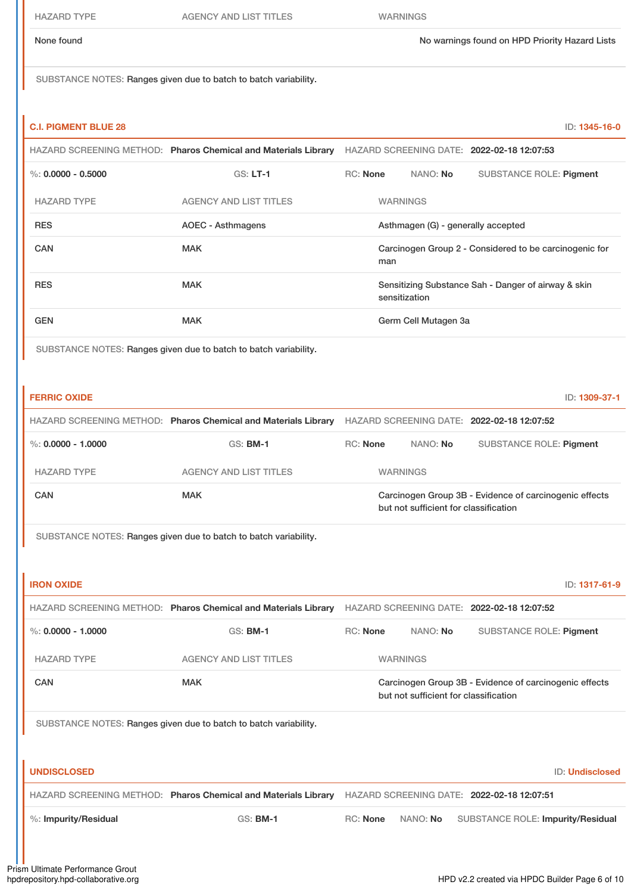| HAZARD TYPE | AGENCY AND LIST TITLES | WARNINGS |
|---|---|---|
| None found | | No warnings found on HPD Priority Hazard Lists |

SUBSTANCE NOTES: Ranges given due to batch to batch variability.

### C.I. PIGMENT BLUE 28

ID: 1345-16-0

HAZARD SCREENING METHOD: **Pharos Chemical and Materials Library** HAZARD SCREENING DATE: **2022-02-18 12:07:53**

%: **0.0000 - 0.5000** GS: **LT-1** RC: **None** NANO: **No** SUBSTANCE ROLE: **Pigment**

| HAZARD TYPE | AGENCY AND LIST TITLES | WARNINGS |
|---|---|---|
| RES | AOEC - Asthmagens | Asthmagen (G) - generally accepted |
| CAN | MAK | Carcinogen Group 2 - Considered to be carcinogenic for man |
| RES | MAK | Sensitizing Substance Sah - Danger of airway & skin sensitization |
| GEN | MAK | Germ Cell Mutagen 3a |

SUBSTANCE NOTES: Ranges given due to batch to batch variability.

### FERRIC OXIDE

ID: 1309-37-1

HAZARD SCREENING METHOD: **Pharos Chemical and Materials Library** HAZARD SCREENING DATE: **2022-02-18 12:07:52**

%: **0.0000 - 1.0000** GS: **BM-1** RC: **None** NANO: **No** SUBSTANCE ROLE: **Pigment**

| HAZARD TYPE | AGENCY AND LIST TITLES | WARNINGS |
|---|---|---|
| CAN | MAK | Carcinogen Group 3B - Evidence of carcinogenic effects but not sufficient for classification |

SUBSTANCE NOTES: Ranges given due to batch to batch variability.

### IRON OXIDE

ID: 1317-61-9

HAZARD SCREENING METHOD: **Pharos Chemical and Materials Library** HAZARD SCREENING DATE: **2022-02-18 12:07:52**

%: **0.0000 - 1.0000** GS: **BM-1** RC: **None** NANO: **No** SUBSTANCE ROLE: **Pigment**

| HAZARD TYPE | AGENCY AND LIST TITLES | WARNINGS |
|---|---|---|
| CAN | MAK | Carcinogen Group 3B - Evidence of carcinogenic effects but not sufficient for classification |

SUBSTANCE NOTES: Ranges given due to batch to batch variability.

### UNDISCLOSED

ID: Undisclosed

HAZARD SCREENING METHOD: **Pharos Chemical and Materials Library** HAZARD SCREENING DATE: **2022-02-18 12:07:51**

%: **Impurity/Residual** GS: **BM-1** RC: **None** NANO: **No** SUBSTANCE ROLE: **Impurity/Residual**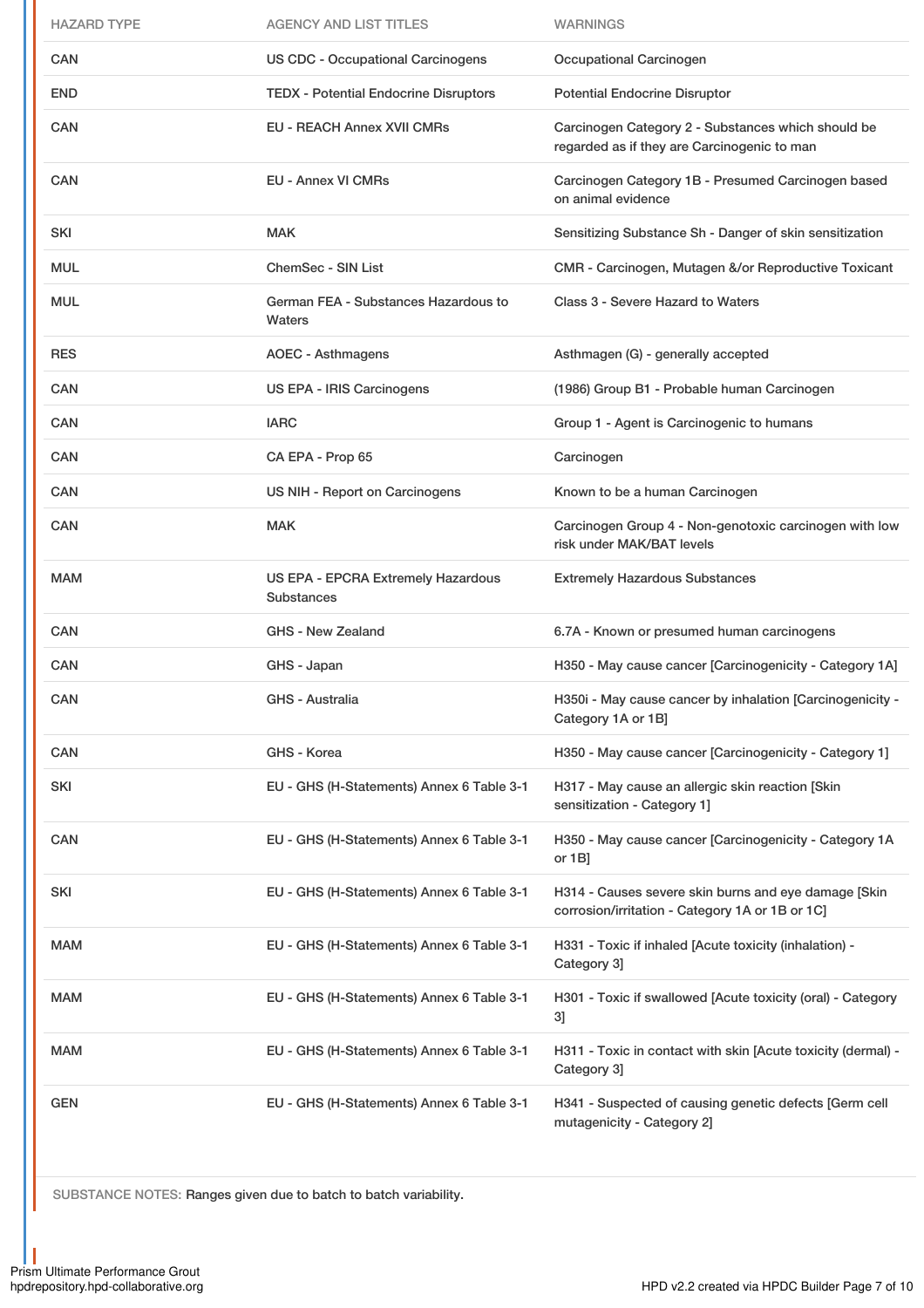| HAZARD TYPE | AGENCY AND LIST TITLES | WARNINGS |
|---|---|---|
| CAN | US CDC - Occupational Carcinogens | Occupational Carcinogen |
| END | TEDX - Potential Endocrine Disruptors | Potential Endocrine Disruptor |
| CAN | EU - REACH Annex XVII CMRs | Carcinogen Category 2 - Substances which should be regarded as if they are Carcinogenic to man |
| CAN | EU - Annex VI CMRs | Carcinogen Category 1B - Presumed Carcinogen based on animal evidence |
| SKI | MAK | Sensitizing Substance Sh - Danger of skin sensitization |
| MUL | ChemSec - SIN List | CMR - Carcinogen, Mutagen &/or Reproductive Toxicant |
| MUL | German FEA - Substances Hazardous to Waters | Class 3 - Severe Hazard to Waters |
| RES | AOEC - Asthmagens | Asthmagen (G) - generally accepted |
| CAN | US EPA - IRIS Carcinogens | (1986) Group B1 - Probable human Carcinogen |
| CAN | IARC | Group 1 - Agent is Carcinogenic to humans |
| CAN | CA EPA - Prop 65 | Carcinogen |
| CAN | US NIH - Report on Carcinogens | Known to be a human Carcinogen |
| CAN | MAK | Carcinogen Group 4 - Non-genotoxic carcinogen with low risk under MAK/BAT levels |
| MAM | US EPA - EPCRA Extremely Hazardous Substances | Extremely Hazardous Substances |
| CAN | GHS - New Zealand | 6.7A - Known or presumed human carcinogens |
| CAN | GHS - Japan | H350 - May cause cancer [Carcinogenicity - Category 1A] |
| CAN | GHS - Australia | H350i - May cause cancer by inhalation [Carcinogenicity - Category 1A or 1B] |
| CAN | GHS - Korea | H350 - May cause cancer [Carcinogenicity - Category 1] |
| SKI | EU - GHS (H-Statements) Annex 6 Table 3-1 | H317 - May cause an allergic skin reaction [Skin sensitization - Category 1] |
| CAN | EU - GHS (H-Statements) Annex 6 Table 3-1 | H350 - May cause cancer [Carcinogenicity - Category 1A or 1B] |
| SKI | EU - GHS (H-Statements) Annex 6 Table 3-1 | H314 - Causes severe skin burns and eye damage [Skin corrosion/irritation - Category 1A or 1B or 1C] |
| MAM | EU - GHS (H-Statements) Annex 6 Table 3-1 | H331 - Toxic if inhaled [Acute toxicity (inhalation) - Category 3] |
| MAM | EU - GHS (H-Statements) Annex 6 Table 3-1 | H301 - Toxic if swallowed [Acute toxicity (oral) - Category 3] |
| MAM | EU - GHS (H-Statements) Annex 6 Table 3-1 | H311 - Toxic in contact with skin [Acute toxicity (dermal) - Category 3] |
| GEN | EU - GHS (H-Statements) Annex 6 Table 3-1 | H341 - Suspected of causing genetic defects [Germ cell mutagenicity - Category 2] |

SUBSTANCE NOTES: Ranges given due to batch to batch variability.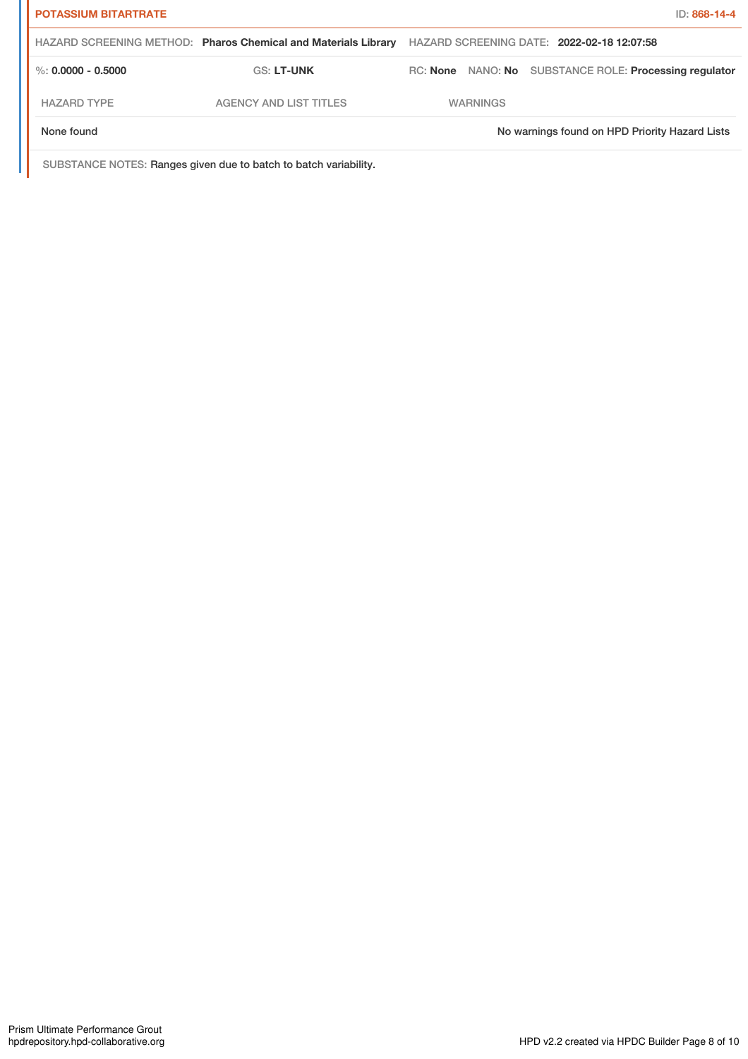**POTASSIUM BITARTRATE** ID: 868-14-4

HAZARD SCREENING METHOD: **Pharos Chemical and Materials Library** HAZARD SCREENING DATE: **2022-02-18 12:07:58**

%: **0.0000 - 0.5000** GS: **LT-UNK** RC: **None** NANO: **No** SUBSTANCE ROLE: **Processing regulator**

| HAZARD TYPE | AGENCY AND LIST TITLES | WARNINGS |
|---|---|---|
| None found | | No warnings found on HPD Priority Hazard Lists |

SUBSTANCE NOTES: Ranges given due to batch to batch variability.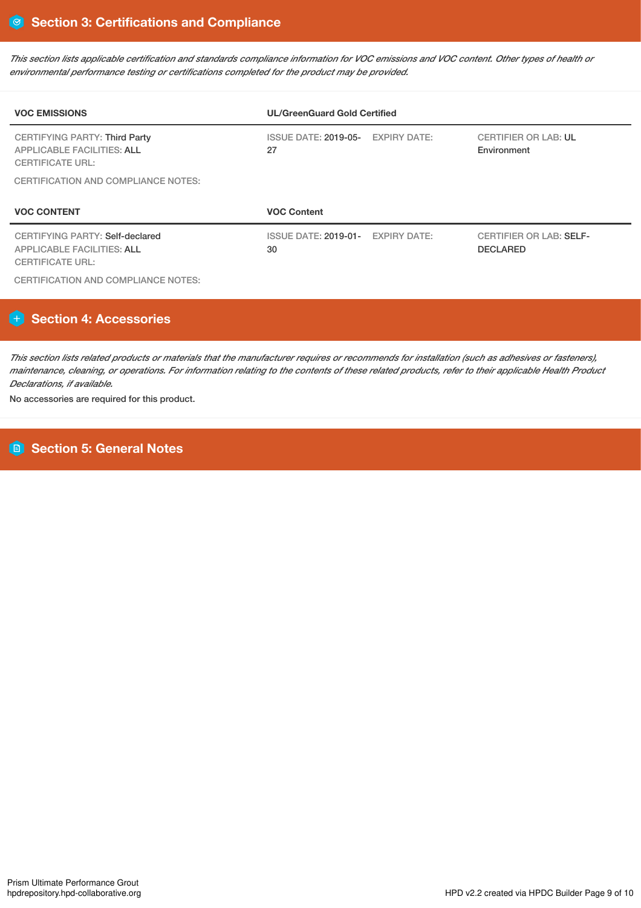## Section 3: Certifications and Compliance

*This section lists applicable certification and standards compliance information for VOC emissions and VOC content. Other types of health or environmental performance testing or certifications completed for the product may be provided.*

| VOC EMISSIONS | UL/GreenGuard Gold Certified | | |
|---|---|---|---|
| CERTIFYING PARTY: Third Party<br>APPLICABLE FACILITIES: ALL<br>CERTIFICATE URL: | ISSUE DATE: 2019-05-27 | EXPIRY DATE: | CERTIFIER OR LAB: UL Environment |

CERTIFICATION AND COMPLIANCE NOTES:

| VOC CONTENT | VOC Content | | |
|---|---|---|---|
| CERTIFYING PARTY: Self-declared<br>APPLICABLE FACILITIES: ALL<br>CERTIFICATE URL: | ISSUE DATE: 2019-01-30 | EXPIRY DATE: | CERTIFIER OR LAB: SELF-DECLARED |

CERTIFICATION AND COMPLIANCE NOTES:

## Section 4: Accessories

*This section lists related products or materials that the manufacturer requires or recommends for installation (such as adhesives or fasteners), maintenance, cleaning, or operations. For information relating to the contents of these related products, refer to their applicable Health Product Declarations, if available.*

No accessories are required for this product.

## Section 5: General Notes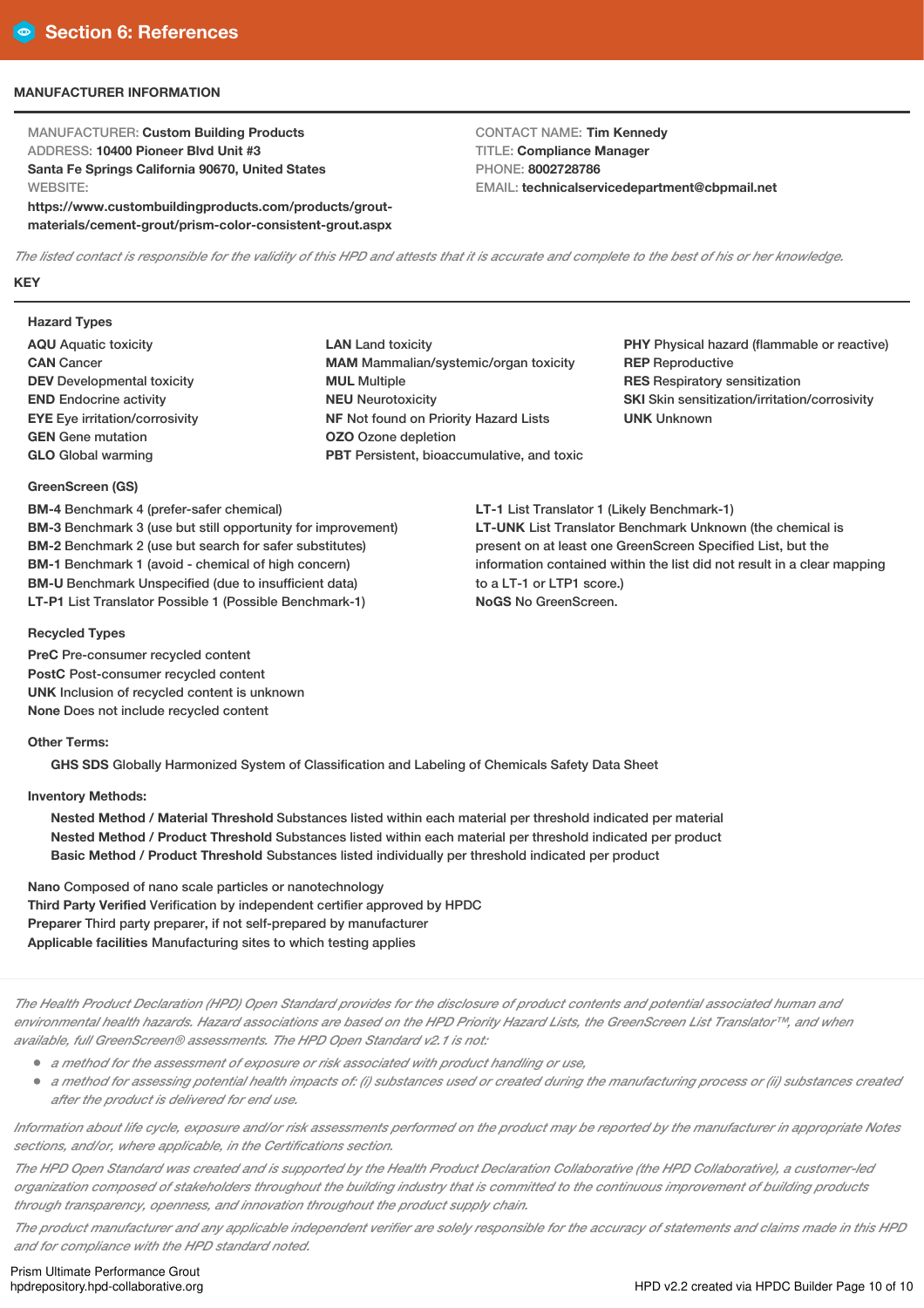## Section 6: References

### MANUFACTURER INFORMATION

MANUFACTURER: **Custom Building Products**
ADDRESS: **10400 Pioneer Blvd Unit #3**
**Santa Fe Springs California 90670, United States**
WEBSITE:
**https://www.custombuildingproducts.com/products/grout-materials/cement-grout/prism-color-consistent-grout.aspx**

CONTACT NAME: **Tim Kennedy**
TITLE: **Compliance Manager**
PHONE: **8002728786**
EMAIL: **technicalservicedepartment@cbpmail.net**

*The listed contact is responsible for the validity of this HPD and attests that it is accurate and complete to the best of his or her knowledge.*

### KEY

**Hazard Types**

**AQU** Aquatic toxicity
**CAN** Cancer
**DEV** Developmental toxicity
**END** Endocrine activity
**EYE** Eye irritation/corrosivity
**GEN** Gene mutation
**GLO** Global warming
**LAN** Land toxicity
**MAM** Mammalian/systemic/organ toxicity
**MUL** Multiple
**NEU** Neurotoxicity
**NF** Not found on Priority Hazard Lists
**OZO** Ozone depletion
**PBT** Persistent, bioaccumulative, and toxic
**PHY** Physical hazard (flammable or reactive)
**REP** Reproductive
**RES** Respiratory sensitization
**SKI** Skin sensitization/irritation/corrosivity
**UNK** Unknown

**GreenScreen (GS)**

**BM-4** Benchmark 4 (prefer-safer chemical)
**BM-3** Benchmark 3 (use but still opportunity for improvement)
**BM-2** Benchmark 2 (use but search for safer substitutes)
**BM-1** Benchmark 1 (avoid - chemical of high concern)
**BM-U** Benchmark Unspecified (due to insufficient data)
**LT-P1** List Translator Possible 1 (Possible Benchmark-1)
**LT-1** List Translator 1 (Likely Benchmark-1)
**LT-UNK** List Translator Benchmark Unknown (the chemical is present on at least one GreenScreen Specified List, but the information contained within the list did not result in a clear mapping to a LT-1 or LTP1 score.)
**NoGS** No GreenScreen.

**Recycled Types**

**PreC** Pre-consumer recycled content
**PostC** Post-consumer recycled content
**UNK** Inclusion of recycled content is unknown
**None** Does not include recycled content

**Other Terms:**

**GHS SDS** Globally Harmonized System of Classification and Labeling of Chemicals Safety Data Sheet

**Inventory Methods:**

**Nested Method / Material Threshold** Substances listed within each material per threshold indicated per material
**Nested Method / Product Threshold** Substances listed within each material per threshold indicated per product
**Basic Method / Product Threshold** Substances listed individually per threshold indicated per product

**Nano** Composed of nano scale particles or nanotechnology
**Third Party Verified** Verification by independent certifier approved by HPDC
**Preparer** Third party preparer, if not self-prepared by manufacturer
**Applicable facilities** Manufacturing sites to which testing applies

*The Health Product Declaration (HPD) Open Standard provides for the disclosure of product contents and potential associated human and environmental health hazards. Hazard associations are based on the HPD Priority Hazard Lists, the GreenScreen List Translator™, and when available, full GreenScreen® assessments. The HPD Open Standard v2.1 is not:*

- *a method for the assessment of exposure or risk associated with product handling or use,*
- *a method for assessing potential health impacts of: (i) substances used or created during the manufacturing process or (ii) substances created after the product is delivered for end use.*

*Information about life cycle, exposure and/or risk assessments performed on the product may be reported by the manufacturer in appropriate Notes sections, and/or, where applicable, in the Certifications section.*

*The HPD Open Standard was created and is supported by the Health Product Declaration Collaborative (the HPD Collaborative), a customer-led organization composed of stakeholders throughout the building industry that is committed to the continuous improvement of building products through transparency, openness, and innovation throughout the product supply chain.*

*The product manufacturer and any applicable independent verifier are solely responsible for the accuracy of statements and claims made in this HPD and for compliance with the HPD standard noted.*